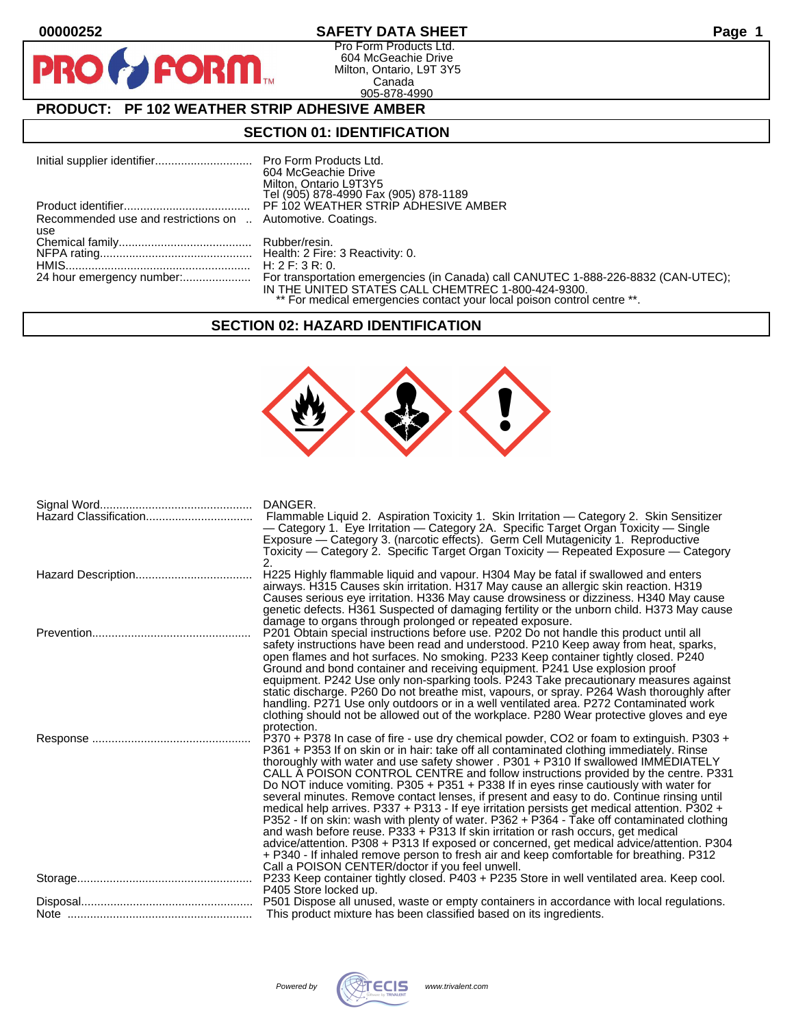00000252 **SAFETY DATA SHEET**

PRO FORM

Pro Form Products Ltd.
604 McGeachie Drive
Milton, Ontario, L9T 3Y5
Canada
905-878-4990

## PRODUCT: PF 102 WEATHER STRIP ADHESIVE AMBER

## SECTION 01: IDENTIFICATION

| | |
|---|---|
| Initial supplier identifier | Pro Form Products Ltd.<br>604 McGeachie Drive<br>Milton, Ontario L9T3Y5<br>Tel (905) 878-4990 Fax (905) 878-1189 |
| Product identifier | PF 102 WEATHER STRIP ADHESIVE AMBER |
| Recommended use and restrictions on use | Automotive. Coatings. |
| Chemical family | Rubber/resin. |
| NFPA rating | Health: 2 Fire: 3 Reactivity: 0. |
| HMIS | H: 2 F: 3 R: 0. |
| 24 hour emergency number: | For transportation emergencies (in Canada) call CANUTEC 1-888-226-8832 (CAN-UTEC); IN THE UNITED STATES CALL CHEMTREC 1-800-424-9300.<br>** For medical emergencies contact your local poison control centre **. |

## SECTION 02: HAZARD IDENTIFICATION

| | |
|---|---|
| Signal Word | DANGER. |
| Hazard Classification | Flammable Liquid 2. Aspiration Toxicity 1. Skin Irritation — Category 2. Skin Sensitizer — Category 1. Eye Irritation — Category 2A. Specific Target Organ Toxicity — Single Exposure — Category 3. (narcotic effects). Germ Cell Mutagenicity 1. Reproductive Toxicity — Category 2. Specific Target Organ Toxicity — Repeated Exposure — Category 2. |
| Hazard Description | H225 Highly flammable liquid and vapour. H304 May be fatal if swallowed and enters airways. H315 Causes skin irritation. H317 May cause an allergic skin reaction. H319 Causes serious eye irritation. H336 May cause drowsiness or dizziness. H340 May cause genetic defects. H361 Suspected of damaging fertility or the unborn child. H373 May cause damage to organs through prolonged or repeated exposure. |
| Prevention | P201 Obtain special instructions before use. P202 Do not handle this product until all safety instructions have been read and understood. P210 Keep away from heat, sparks, open flames and hot surfaces. No smoking. P233 Keep container tightly closed. P240 Ground and bond container and receiving equipment. P241 Use explosion proof equipment. P242 Use only non-sparking tools. P243 Take precautionary measures against static discharge. P260 Do not breathe mist, vapours, or spray. P264 Wash thoroughly after handling. P271 Use only outdoors or in a well ventilated area. P272 Contaminated work clothing should not be allowed out of the workplace. P280 Wear protective gloves and eye protection. |
| Response | P370 + P378 In case of fire - use dry chemical powder, CO2 or foam to extinguish. P303 + P361 + P353 If on skin or in hair: take off all contaminated clothing immediately. Rinse thoroughly with water and use safety shower . P301 + P310 If swallowed IMMEDIATELY CALL A POISON CONTROL CENTRE and follow instructions provided by the centre. P331 Do NOT induce vomiting. P305 + P351 + P338 If in eyes rinse cautiously with water for several minutes. Remove contact lenses, if present and easy to do. Continue rinsing until medical help arrives. P337 + P313 - If eye irritation persists get medical attention. P302 + P352 - If on skin: wash with plenty of water. P362 + P364 - Take off contaminated clothing and wash before reuse. P333 + P313 If skin irritation or rash occurs, get medical advice/attention. P308 + P313 If exposed or concerned, get medical advice/attention. P304 + P340 - If inhaled remove person to fresh air and keep comfortable for breathing. P312 Call a POISON CENTER/doctor if you feel unwell. |
| Storage | P233 Keep container tightly closed. P403 + P235 Store in well ventilated area. Keep cool. P405 Store locked up. |
| Disposal | P501 Dispose all unused, waste or empty containers in accordance with local regulations. |
| Note | This product mixture has been classified based on its ingredients. |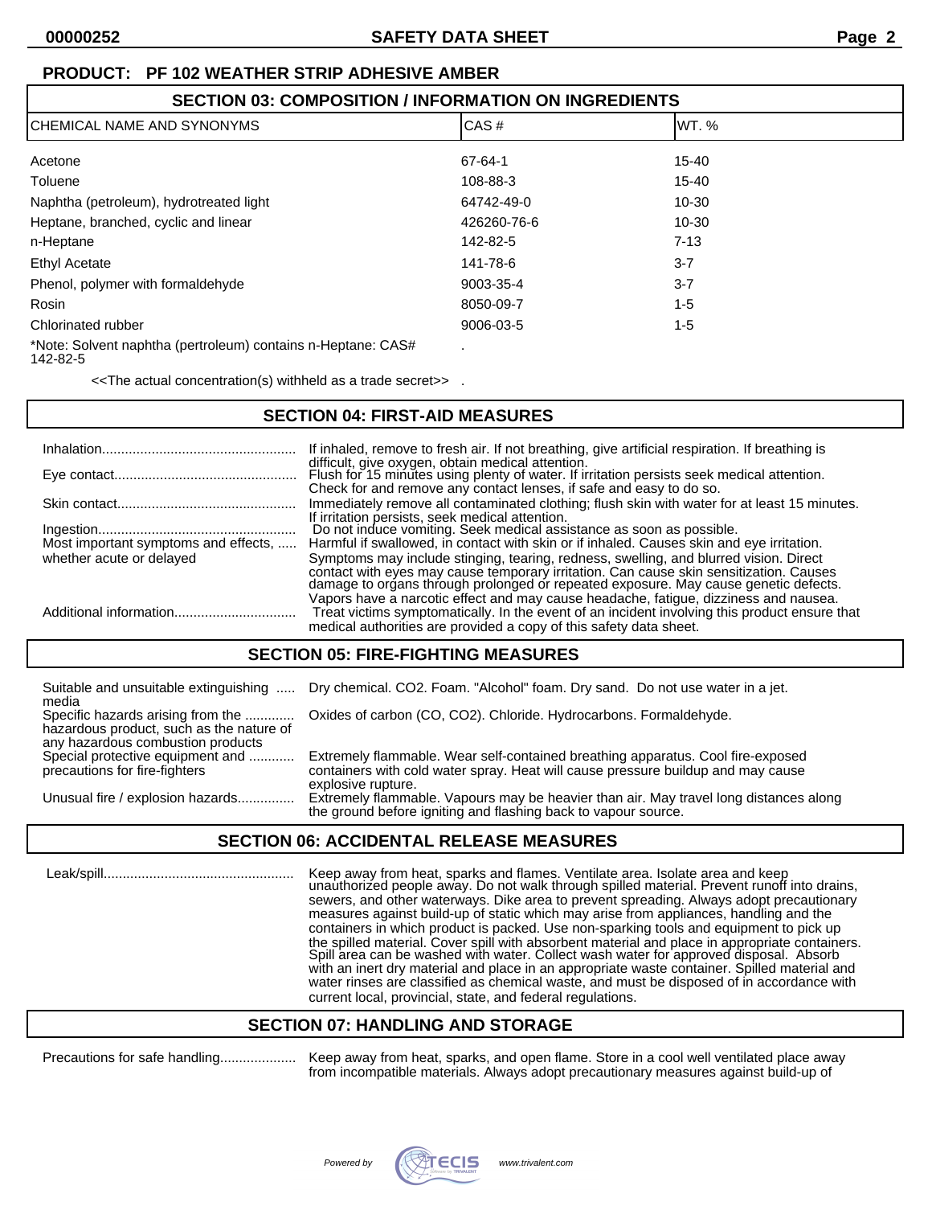**PRODUCT: PF 102 WEATHER STRIP ADHESIVE AMBER**

## SECTION 03: COMPOSITION / INFORMATION ON INGREDIENTS

| CHEMICAL NAME AND SYNONYMS | CAS # | WT. % |
|---|---|---|
| Acetone | 67-64-1 | 15-40 |
| Toluene | 108-88-3 | 15-40 |
| Naphtha (petroleum), hydrotreated light | 64742-49-0 | 10-30 |
| Heptane, branched, cyclic and linear | 426260-76-6 | 10-30 |
| n-Heptane | 142-82-5 | 7-13 |
| Ethyl Acetate | 141-78-6 | 3-7 |
| Phenol, polymer with formaldehyde | 9003-35-4 | 3-7 |
| Rosin | 8050-09-7 | 1-5 |
| Chlorinated rubber | 9006-03-5 | 1-5 |
| *Note: Solvent naphtha (pertroleum) contains n-Heptane: CAS# 142-82-5 | . | |

<<The actual concentration(s) withheld as a trade secret>> .

## SECTION 04: FIRST-AID MEASURES

| | |
|---|---|
| Inhalation | If inhaled, remove to fresh air. If not breathing, give artificial respiration. If breathing is difficult, give oxygen, obtain medical attention. |
| Eye contact | Flush for 15 minutes using plenty of water. If irritation persists seek medical attention. Check for and remove any contact lenses, if safe and easy to do so. |
| Skin contact | Immediately remove all contaminated clothing; flush skin with water for at least 15 minutes. If irritation persists, seek medical attention. |
| Ingestion | Do not induce vomiting. Seek medical assistance as soon as possible. |
| Most important symptoms and effects, whether acute or delayed | Harmful if swallowed, in contact with skin or if inhaled. Causes skin and eye irritation. Symptoms may include stinging, tearing, redness, swelling, and blurred vision. Direct contact with eyes may cause temporary irritation. Can cause skin sensitization. Causes damage to organs through prolonged or repeated exposure. May cause genetic defects. Vapors have a narcotic effect and may cause headache, fatigue, dizziness and nausea. |
| Additional information | Treat victims symptomatically. In the event of an incident involving this product ensure that medical authorities are provided a copy of this safety data sheet. |

## SECTION 05: FIRE-FIGHTING MEASURES

| | |
|---|---|
| Suitable and unsuitable extinguishing media | Dry chemical. CO2. Foam. "Alcohol" foam. Dry sand. Do not use water in a jet. |
| Specific hazards arising from the hazardous product, such as the nature of any hazardous combustion products | Oxides of carbon (CO, CO2). Chloride. Hydrocarbons. Formaldehyde. |
| Special protective equipment and precautions for fire-fighters | Extremely flammable. Wear self-contained breathing apparatus. Cool fire-exposed containers with cold water spray. Heat will cause pressure buildup and may cause explosive rupture. |
| Unusual fire / explosion hazards | Extremely flammable. Vapours may be heavier than air. May travel long distances along the ground before igniting and flashing back to vapour source. |

## SECTION 06: ACCIDENTAL RELEASE MEASURES

| | |
|---|---|
| Leak/spill | Keep away from heat, sparks and flames. Ventilate area. Isolate area and keep unauthorized people away. Do not walk through spilled material. Prevent runoff into drains, sewers, and other waterways. Dike area to prevent spreading. Always adopt precautionary measures against build-up of static which may arise from appliances, handling and the containers in which product is packed. Use non-sparking tools and equipment to pick up the spilled material. Cover spill with absorbent material and place in appropriate containers. Spill area can be washed with water. Collect wash water for approved disposal. Absorb with an inert dry material and place in an appropriate waste container. Spilled material and water rinses are classified as chemical waste, and must be disposed of in accordance with current local, provincial, state, and federal regulations. |

## SECTION 07: HANDLING AND STORAGE

| | |
|---|---|
| Precautions for safe handling | Keep away from heat, sparks, and open flame. Store in a cool well ventilated place away from incompatible materials. Always adopt precautionary measures against build-up of |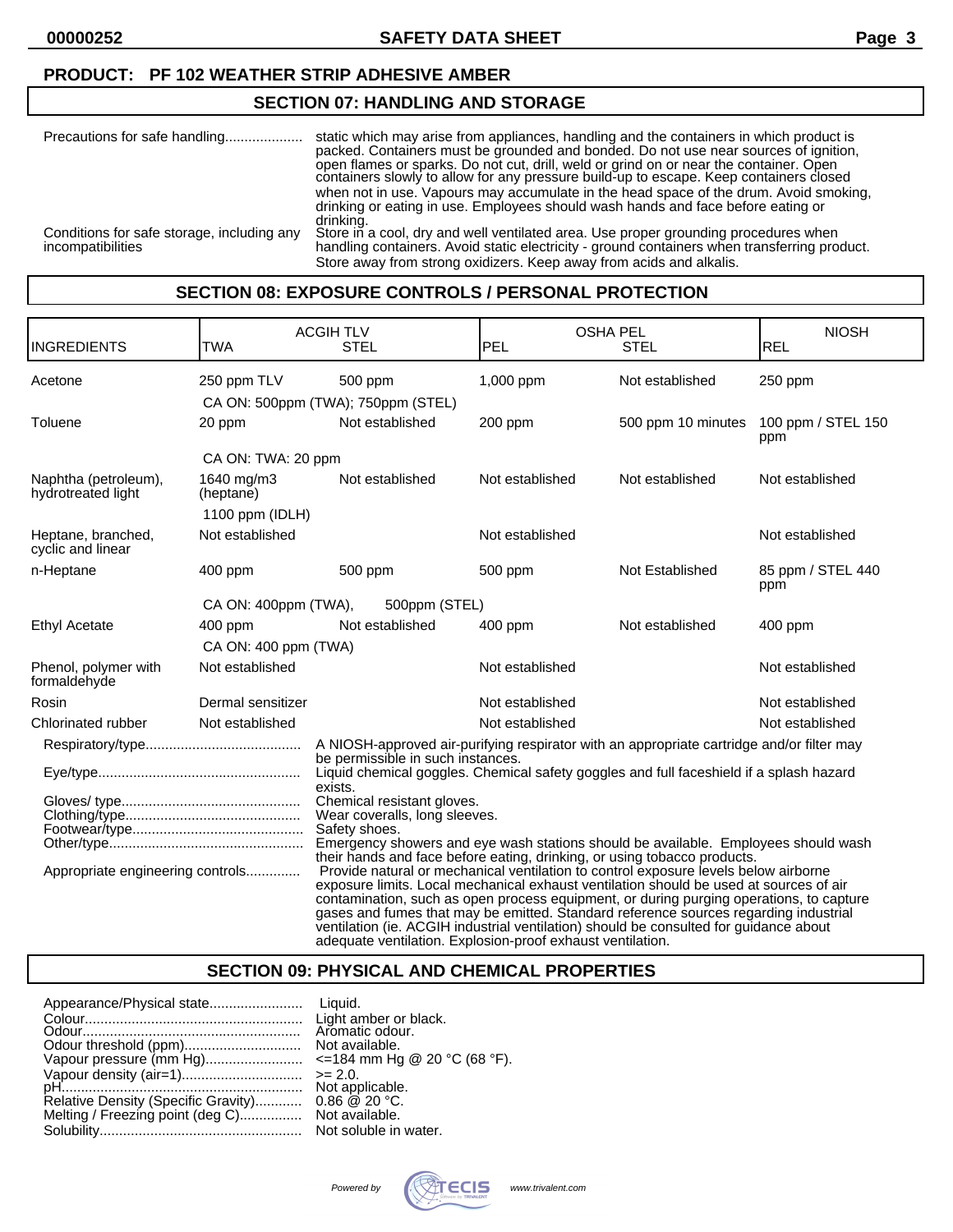**PRODUCT: PF 102 WEATHER STRIP ADHESIVE AMBER**

## SECTION 07: HANDLING AND STORAGE

| | |
|---|---|
| Precautions for safe handling.................... | static which may arise from appliances, handling and the containers in which product is packed. Containers must be grounded and bonded. Do not use near sources of ignition, open flames or sparks. Do not cut, drill, weld or grind on or near the container. Open containers slowly to allow for any pressure build-up to escape. Keep containers closed when not in use. Vapours may accumulate in the head space of the drum. Avoid smoking, drinking or eating in use. Employees should wash hands and face before eating or drinking. |
| Conditions for safe storage, including any incompatibilities | Store in a cool, dry and well ventilated area. Use proper grounding procedures when handling containers. Avoid static electricity - ground containers when transferring product. Store away from strong oxidizers. Keep away from acids and alkalis. |

## SECTION 08: EXPOSURE CONTROLS / PERSONAL PROTECTION

| INGREDIENTS | ACGIH TLV TWA | ACGIH TLV STEL | OSHA PEL PEL | OSHA PEL STEL | NIOSH REL |
|---|---|---|---|---|---|
| Acetone | 250 ppm TLV | 500 ppm | 1,000 ppm | Not established | 250 ppm |
| | CA ON: 500ppm (TWA); 750ppm (STEL) | | | | |
| Toluene | 20 ppm | Not established | 200 ppm | 500 ppm 10 minutes | 100 ppm / STEL 150 ppm |
| | CA ON: TWA: 20 ppm | | | | |
| Naphtha (petroleum), hydrotreated light | 1640 mg/m3 (heptane) | Not established | Not established | Not established | Not established |
| | 1100 ppm (IDLH) | | | | |
| Heptane, branched, cyclic and linear | Not established | | Not established | | Not established |
| n-Heptane | 400 ppm | 500 ppm | 500 ppm | Not Established | 85 ppm / STEL 440 ppm |
| | CA ON: 400ppm (TWA), | 500ppm (STEL) | | | |
| Ethyl Acetate | 400 ppm | Not established | 400 ppm | Not established | 400 ppm |
| | CA ON: 400 ppm (TWA) | | | | |
| Phenol, polymer with formaldehyde | Not established | | Not established | | Not established |
| Rosin | Dermal sensitizer | | Not established | | Not established |
| Chlorinated rubber | Not established | | Not established | | Not established |

| | |
|---|---|
| Respiratory/type........................................ | A NIOSH-approved air-purifying respirator with an appropriate cartridge and/or filter may be permissible in such instances. |
| Eye/type.................................................... | Liquid chemical goggles. Chemical safety goggles and full faceshield if a splash hazard exists. |
| Gloves/ type.............................................. | Chemical resistant gloves. |
| Clothing/type............................................. | Wear coveralls, long sleeves. |
| Footwear/type............................................ | Safety shoes. |
| Other/type.................................................. | Emergency showers and eye wash stations should be available. Employees should wash their hands and face before eating, drinking, or using tobacco products. |
| Appropriate engineering controls.............. | Provide natural or mechanical ventilation to control exposure levels below airborne exposure limits. Local mechanical exhaust ventilation should be used at sources of air contamination, such as open process equipment, or during purging operations, to capture gases and fumes that may be emitted. Standard reference sources regarding industrial ventilation (ie. ACGIH industrial ventilation) should be consulted for guidance about adequate ventilation. Explosion-proof exhaust ventilation. |

## SECTION 09: PHYSICAL AND CHEMICAL PROPERTIES

| | |
|---|---|
| Appearance/Physical state........................ | Liquid. |
| Colour........................................................ | Light amber or black. |
| Odour......................................................... | Aromatic odour. |
| Odour threshold (ppm).............................. | Not available. |
| Vapour pressure (mm Hg).......................... | <=184 mm Hg @ 20 °C (68 °F). |
| Vapour density (air=1)............................... | >= 2.0. |
| pH.............................................................. | Not applicable. |
| Relative Density (Specific Gravity)............ | 0.86 @ 20 °C. |
| Melting / Freezing point (deg C)................ | Not available. |
| Solubility.................................................... | Not soluble in water. |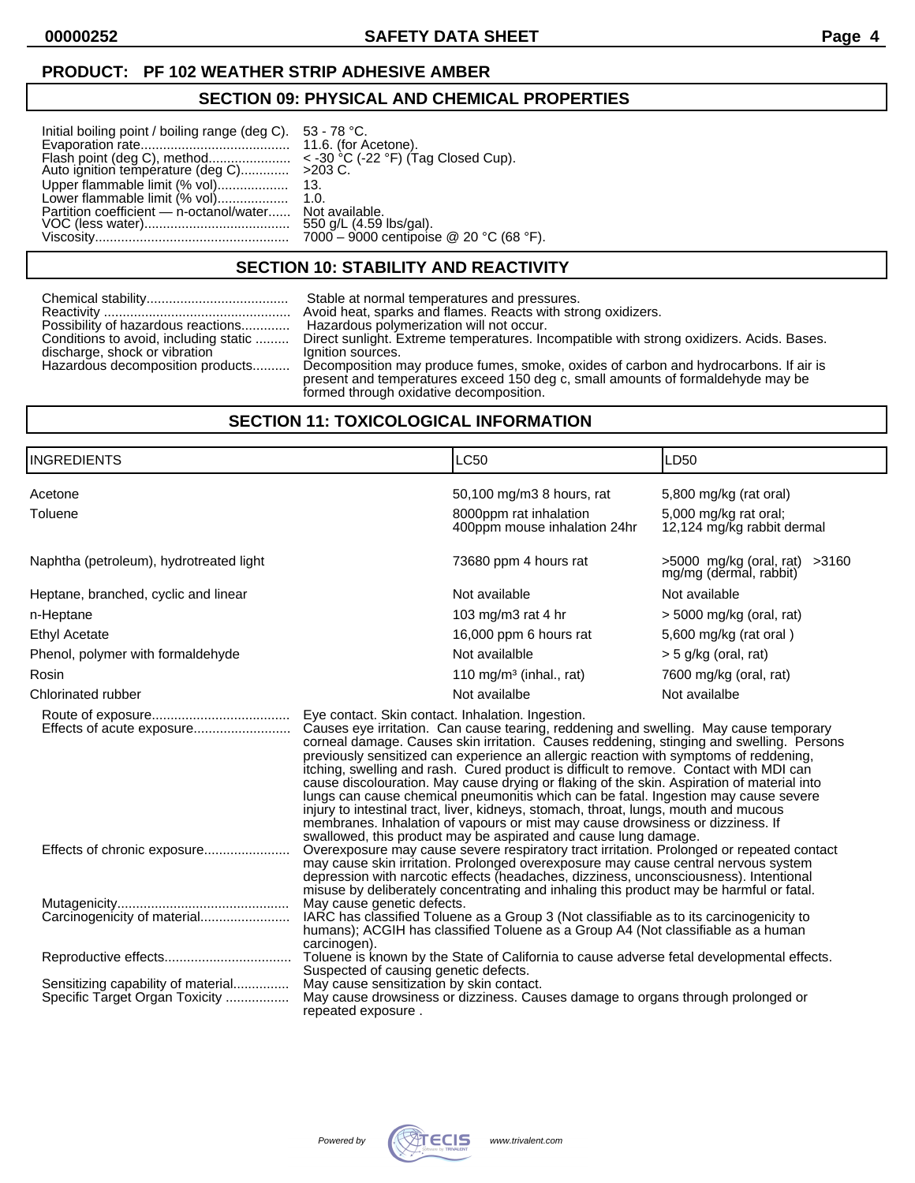**PRODUCT: PF 102 WEATHER STRIP ADHESIVE AMBER**

## SECTION 09: PHYSICAL AND CHEMICAL PROPERTIES

Initial boiling point / boiling range (deg C). 53 - 78 °C.
Evaporation rate........................................ 11.6. (for Acetone).
Flash point (deg C), method...................... < -30 °C (-22 °F) (Tag Closed Cup).
Auto ignition temperature (deg C)............. >203 C.
Upper flammable limit (% vol)................... 13.
Lower flammable limit (% vol).................... 1.0.
Partition coefficient — n-octanol/water...... Not available.
VOC (less water)....................................... 550 g/L (4.59 lbs/gal).
Viscosity.................................................... 7000 – 9000 centipoise @ 20 °C (68 °F).

## SECTION 10: STABILITY AND REACTIVITY

Chemical stability...................................... Stable at normal temperatures and pressures.
Reactivity .................................................. Avoid heat, sparks and flames. Reacts with strong oxidizers.
Possibility of hazardous reactions............. Hazardous polymerization will not occur.
Conditions to avoid, including static discharge, shock or vibration ......... Direct sunlight. Extreme temperatures. Incompatible with strong oxidizers. Acids. Bases. Ignition sources.
Hazardous decomposition products.......... Decomposition may produce fumes, smoke, oxides of carbon and hydrocarbons. If air is present and temperatures exceed 150 deg c, small amounts of formaldehyde may be formed through oxidative decomposition.

## SECTION 11: TOXICOLOGICAL INFORMATION

| INGREDIENTS | LC50 | LD50 |
|---|---|---|
| Acetone | 50,100 mg/m3 8 hours, rat | 5,800 mg/kg (rat oral) |
| Toluene | 8000ppm rat inhalation<br>400ppm mouse inhalation 24hr | 5,000 mg/kg rat oral;<br>12,124 mg/kg rabbit dermal |
| Naphtha (petroleum), hydrotreated light | 73680 ppm 4 hours rat | >5000 mg/kg (oral, rat) >3160 mg/mg (dermal, rabbit) |
| Heptane, branched, cyclic and linear | Not available | Not available |
| n-Heptane | 103 mg/m3 rat 4 hr | > 5000 mg/kg (oral, rat) |
| Ethyl Acetate | 16,000 ppm 6 hours rat | 5,600 mg/kg (rat oral ) |
| Phenol, polymer with formaldehyde | Not availalble | > 5 g/kg (oral, rat) |
| Rosin | 110 mg/m³ (inhal., rat) | 7600 mg/kg (oral, rat) |
| Chlorinated rubber | Not availalbe | Not availalbe |

Route of exposure..................................... Eye contact. Skin contact. Inhalation. Ingestion.
Effects of acute exposure.......................... Causes eye irritation. Can cause tearing, reddening and swelling. May cause temporary corneal damage. Causes skin irritation. Causes reddening, stinging and swelling. Persons previously sensitized can experience an allergic reaction with symptoms of reddening, itching, swelling and rash. Cured product is difficult to remove. Contact with MDI can cause discolouration. May cause drying or flaking of the skin. Aspiration of material into lungs can cause chemical pneumonitis which can be fatal. Ingestion may cause severe injury to intestinal tract, liver, kidneys, stomach, throat, lungs, mouth and mucous membranes. Inhalation of vapours or mist may cause drowsiness or dizziness. If swallowed, this product may be aspirated and cause lung damage.
Effects of chronic exposure....................... Overexposure may cause severe respiratory tract irritation. Prolonged or repeated contact may cause skin irritation. Prolonged overexposure may cause central nervous system depression with narcotic effects (headaches, dizziness, unconsciousness). Intentional misuse by deliberately concentrating and inhaling this product may be harmful or fatal.
Mutagenicity.............................................. May cause genetic defects.
Carcinogenicity of material........................ IARC has classified Toluene as a Group 3 (Not classifiable as to its carcinogenicity to humans); ACGIH has classified Toluene as a Group A4 (Not classifiable as a human carcinogen).
Reproductive effects.................................. Toluene is known by the State of California to cause adverse fetal developmental effects. Suspected of causing genetic defects.
Sensitizing capability of material............... May cause sensitization by skin contact.
Specific Target Organ Toxicity ................. May cause drowsiness or dizziness. Causes damage to organs through prolonged or repeated exposure .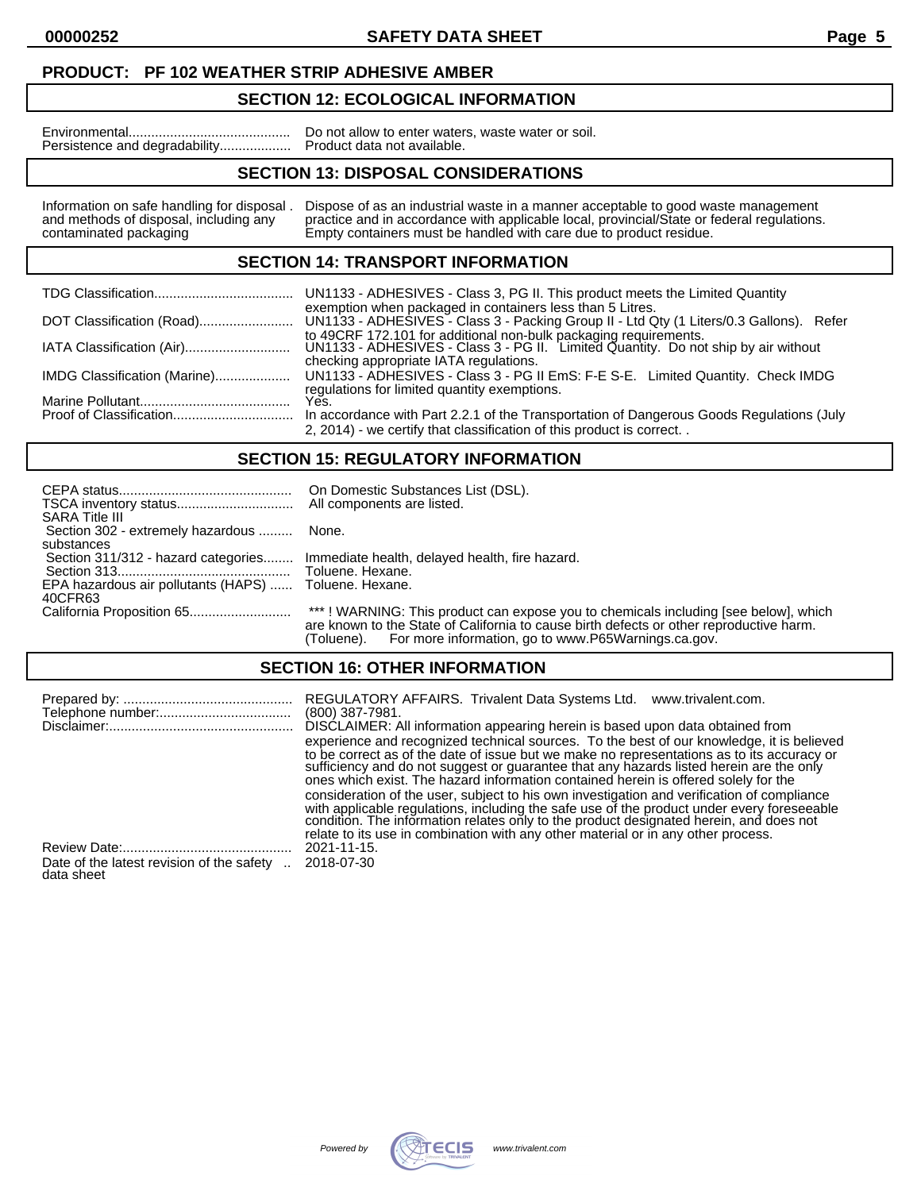**PRODUCT: PF 102 WEATHER STRIP ADHESIVE AMBER**

## SECTION 12: ECOLOGICAL INFORMATION

| | |
|---|---|
| Environmental........................................... | Do not allow to enter waters, waste water or soil. |
| Persistence and degradability................... | Product data not available. |

## SECTION 13: DISPOSAL CONSIDERATIONS

| | |
|---|---|
| Information on safe handling for disposal . and methods of disposal, including any contaminated packaging | Dispose of as an industrial waste in a manner acceptable to good waste management practice and in accordance with applicable local, provincial/State or federal regulations. Empty containers must be handled with care due to product residue. |

## SECTION 14: TRANSPORT INFORMATION

| | |
|---|---|
| TDG Classification..................................... | UN1133 - ADHESIVES - Class 3, PG II. This product meets the Limited Quantity exemption when packaged in containers less than 5 Litres. |
| DOT Classification (Road)......................... | UN1133 - ADHESIVES - Class 3 - Packing Group II - Ltd Qty (1 Liters/0.3 Gallons). Refer to 49CRF 172.101 for additional non-bulk packaging requirements. |
| IATA Classification (Air)............................ | UN1133 - ADHESIVES - Class 3 - PG II. Limited Quantity. Do not ship by air without checking appropriate IATA regulations. |
| IMDG Classification (Marine).................... | UN1133 - ADHESIVES - Class 3 - PG II EmS: F-E S-E. Limited Quantity. Check IMDG regulations for limited quantity exemptions. |
| Marine Pollutant........................................ | Yes. |
| Proof of Classification................................ | In accordance with Part 2.2.1 of the Transportation of Dangerous Goods Regulations (July 2, 2014) - we certify that classification of this product is correct. . |

## SECTION 15: REGULATORY INFORMATION

| | |
|---|---|
| CEPA status.............................................. | On Domestic Substances List (DSL). |
| TSCA inventory status............................... | All components are listed. |
| SARA Title III | |
| Section 302 - extremely hazardous ......... substances | None. |
| Section 311/312 - hazard categories........ | Immediate health, delayed health, fire hazard. |
| Section 313.............................................. | Toluene. Hexane. |
| EPA hazardous air pollutants (HAPS) ...... 40CFR63 | Toluene. Hexane. |
| California Proposition 65........................... | *** ! WARNING: This product can expose you to chemicals including [see below], which are known to the State of California to cause birth defects or other reproductive harm. (Toluene). For more information, go to www.P65Warnings.ca.gov. |

## SECTION 16: OTHER INFORMATION

| | |
|---|---|
| Prepared by: ............................................. | REGULATORY AFFAIRS. Trivalent Data Systems Ltd. www.trivalent.com. |
| Telephone number:................................... | (800) 387-7981. |
| Disclaimer:................................................. | DISCLAIMER: All information appearing herein is based upon data obtained from experience and recognized technical sources. To the best of our knowledge, it is believed to be correct as of the date of issue but we make no representations as to its accuracy or sufficiency and do not suggest or guarantee that any hazards listed herein are the only ones which exist. The hazard information contained herein is offered solely for the consideration of the user, subject to his own investigation and verification of compliance with applicable regulations, including the safe use of the product under every foreseeable condition. The information relates only to the product designated herein, and does not relate to its use in combination with any other material or in any other process. |
| Review Date:............................................. | 2021-11-15. |
| Date of the latest revision of the safety .. data sheet | 2018-07-30 |